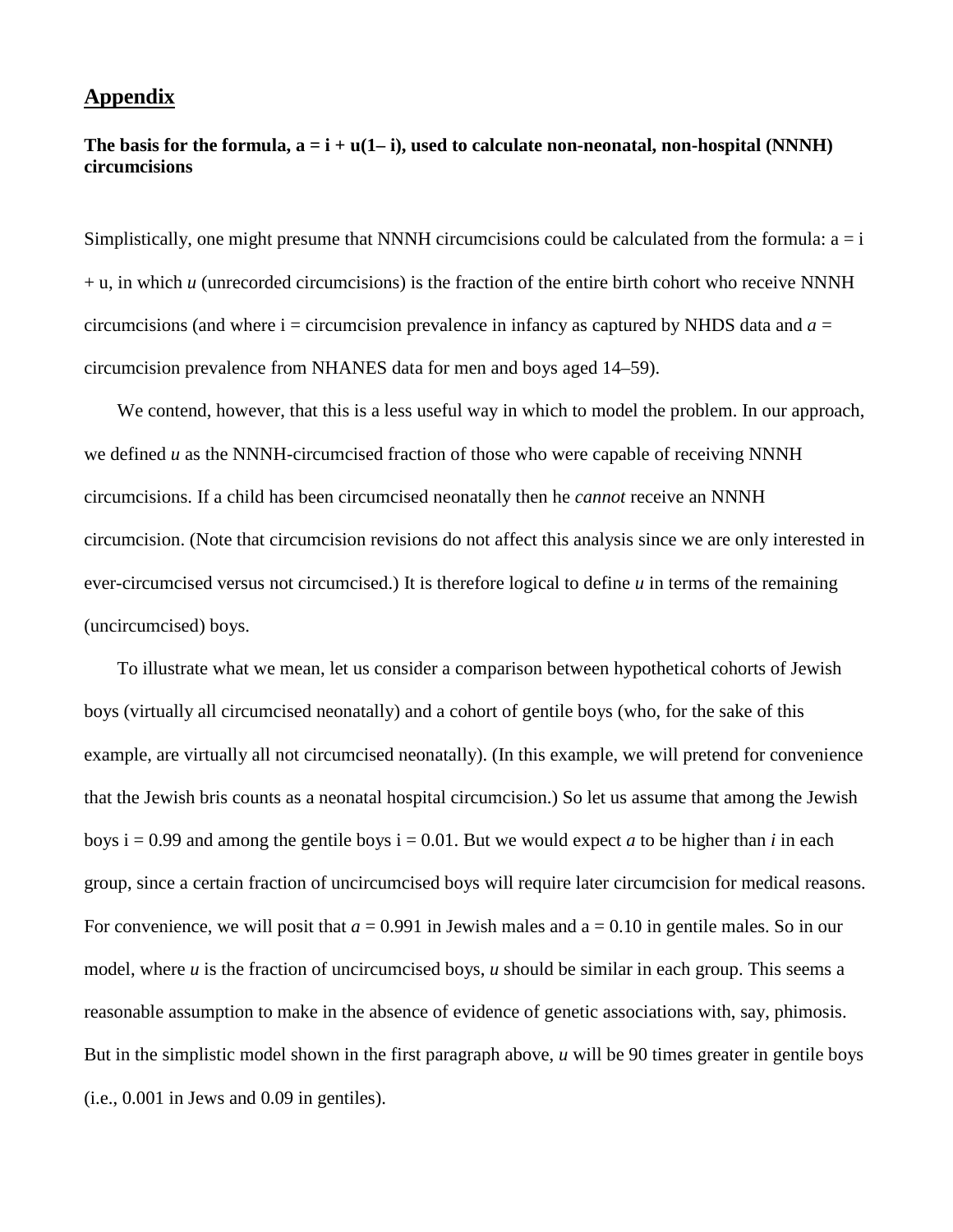## Appendix

**The basis for the formula, $a = i + u(1 - i)$, used to calculate non-neonatal, non-hospital (NNNH) circumcisions**

Simplistically, one might presume that NNNH circumcisions could be calculated from the formula: $a = i + u$, in which $u$ (unrecorded circumcisions) is the fraction of the entire birth cohort who receive NNNH circumcisions (and where $i$ = circumcision prevalence in infancy as captured by NHDS data and $a$ = circumcision prevalence from NHANES data for men and boys aged 14–59).

We contend, however, that this is a less useful way in which to model the problem. In our approach, we defined $u$ as the NNNH-circumcised fraction of those who were capable of receiving NNNH circumcisions. If a child has been circumcised neonatally then he *cannot* receive an NNNH circumcision. (Note that circumcision revisions do not affect this analysis since we are only interested in ever-circumcised versus not circumcised.) It is therefore logical to define $u$ in terms of the remaining (uncircumcised) boys.

To illustrate what we mean, let us consider a comparison between hypothetical cohorts of Jewish boys (virtually all circumcised neonatally) and a cohort of gentile boys (who, for the sake of this example, are virtually all not circumcised neonatally). (In this example, we will pretend for convenience that the Jewish bris counts as a neonatal hospital circumcision.) So let us assume that among the Jewish boys $i = 0.99$ and among the gentile boys $i = 0.01$. But we would expect $a$ to be higher than $i$ in each group, since a certain fraction of uncircumcised boys will require later circumcision for medical reasons. For convenience, we will posit that $a = 0.991$ in Jewish males and $a = 0.10$ in gentile males. So in our model, where $u$ is the fraction of uncircumcised boys, $u$ should be similar in each group. This seems a reasonable assumption to make in the absence of evidence of genetic associations with, say, phimosis. But in the simplistic model shown in the first paragraph above, $u$ will be 90 times greater in gentile boys (i.e., 0.001 in Jews and 0.09 in gentiles).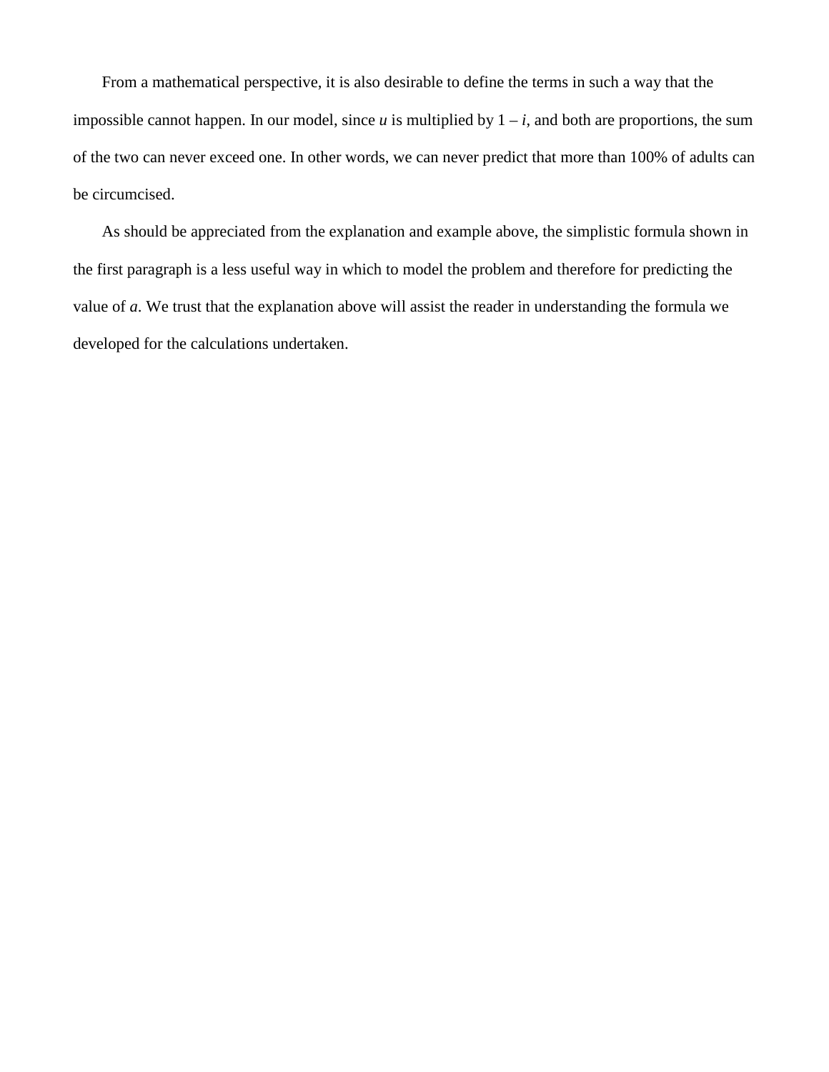From a mathematical perspective, it is also desirable to define the terms in such a way that the impossible cannot happen. In our model, since $u$ is multiplied by $1 - i$, and both are proportions, the sum of the two can never exceed one. In other words, we can never predict that more than 100% of adults can be circumcised.

As should be appreciated from the explanation and example above, the simplistic formula shown in the first paragraph is a less useful way in which to model the problem and therefore for predicting the value of $a$. We trust that the explanation above will assist the reader in understanding the formula we developed for the calculations undertaken.